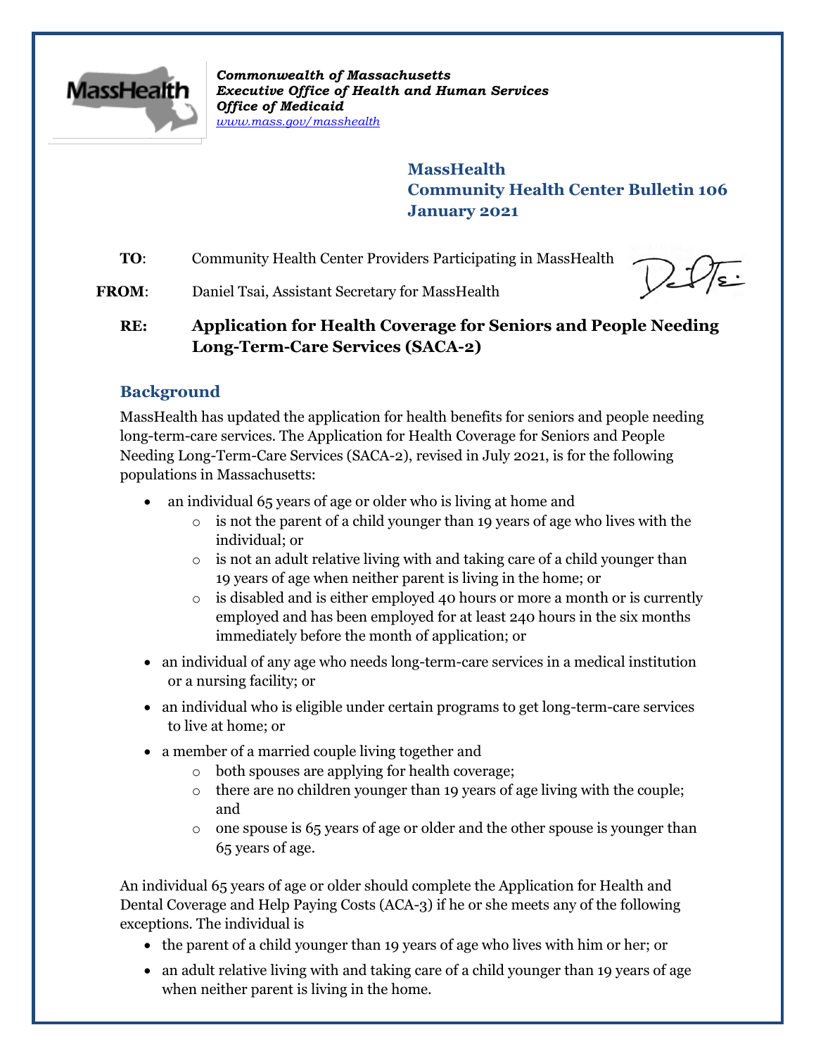*Commonwealth of Massachusetts*
*Executive Office of Health and Human Services*
*Office of Medicaid*
*www.mass.gov/masshealth*

**MassHealth**
**Community Health Center Bulletin 106**
**January 2021**

**TO**: Community Health Center Providers Participating in MassHealth

**FROM**: Daniel Tsai, Assistant Secretary for MassHealth

**RE: Application for Health Coverage for Seniors and People Needing Long-Term-Care Services (SACA-2)**

## Background

MassHealth has updated the application for health benefits for seniors and people needing long-term-care services. The Application for Health Coverage for Seniors and People Needing Long-Term-Care Services (SACA-2), revised in July 2021, is for the following populations in Massachusetts:

- an individual 65 years of age or older who is living at home and
  - is not the parent of a child younger than 19 years of age who lives with the individual; or
  - is not an adult relative living with and taking care of a child younger than 19 years of age when neither parent is living in the home; or
  - is disabled and is either employed 40 hours or more a month or is currently employed and has been employed for at least 240 hours in the six months immediately before the month of application; or
- an individual of any age who needs long-term-care services in a medical institution or a nursing facility; or
- an individual who is eligible under certain programs to get long-term-care services to live at home; or
- a member of a married couple living together and
  - both spouses are applying for health coverage;
  - there are no children younger than 19 years of age living with the couple; and
  - one spouse is 65 years of age or older and the other spouse is younger than 65 years of age.

An individual 65 years of age or older should complete the Application for Health and Dental Coverage and Help Paying Costs (ACA-3) if he or she meets any of the following exceptions. The individual is

- the parent of a child younger than 19 years of age who lives with him or her; or
- an adult relative living with and taking care of a child younger than 19 years of age when neither parent is living in the home.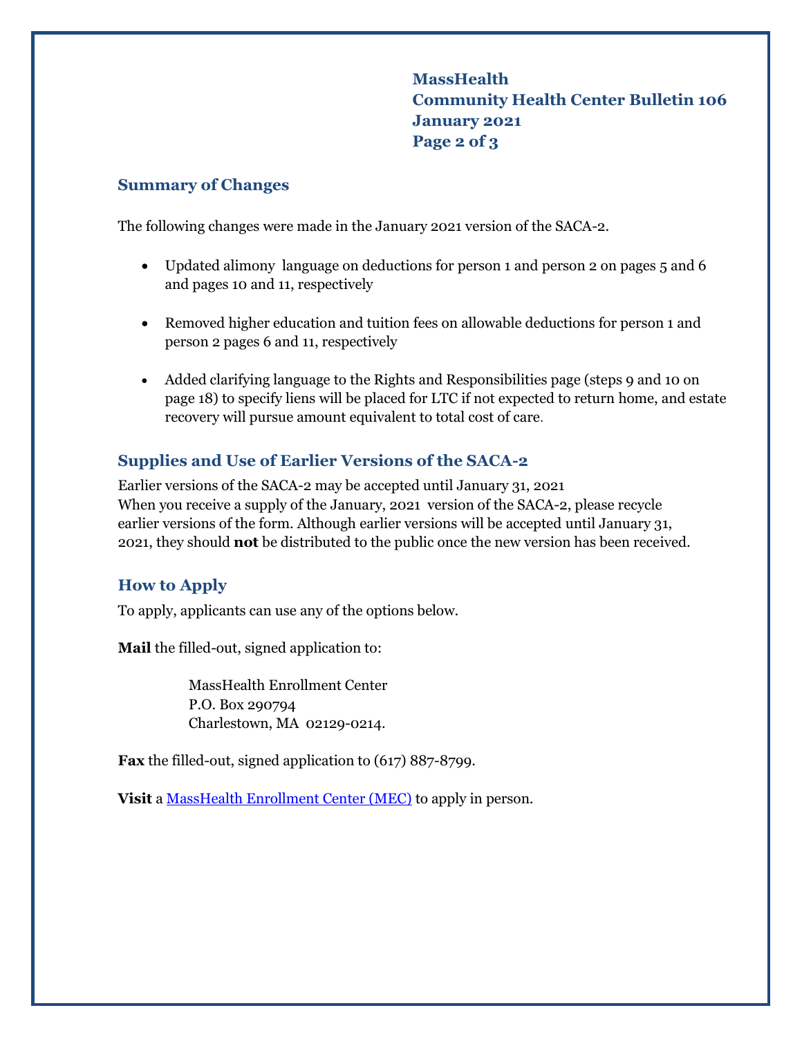## Summary of Changes

The following changes were made in the January 2021 version of the SACA-2.

- Updated alimony language on deductions for person 1 and person 2 on pages 5 and 6 and pages 10 and 11, respectively
- Removed higher education and tuition fees on allowable deductions for person 1 and person 2 pages 6 and 11, respectively
- Added clarifying language to the Rights and Responsibilities page (steps 9 and 10 on page 18) to specify liens will be placed for LTC if not expected to return home, and estate recovery will pursue amount equivalent to total cost of care.

## Supplies and Use of Earlier Versions of the SACA-2

Earlier versions of the SACA-2 may be accepted until January 31, 2021
When you receive a supply of the January, 2021 version of the SACA-2, please recycle earlier versions of the form. Although earlier versions will be accepted until January 31, 2021, they should **not** be distributed to the public once the new version has been received.

## How to Apply

To apply, applicants can use any of the options below.

**Mail** the filled-out, signed application to:

MassHealth Enrollment Center
P.O. Box 290794
Charlestown, MA 02129-0214.

**Fax** the filled-out, signed application to (617) 887-8799.

**Visit** a MassHealth Enrollment Center (MEC) to apply in person.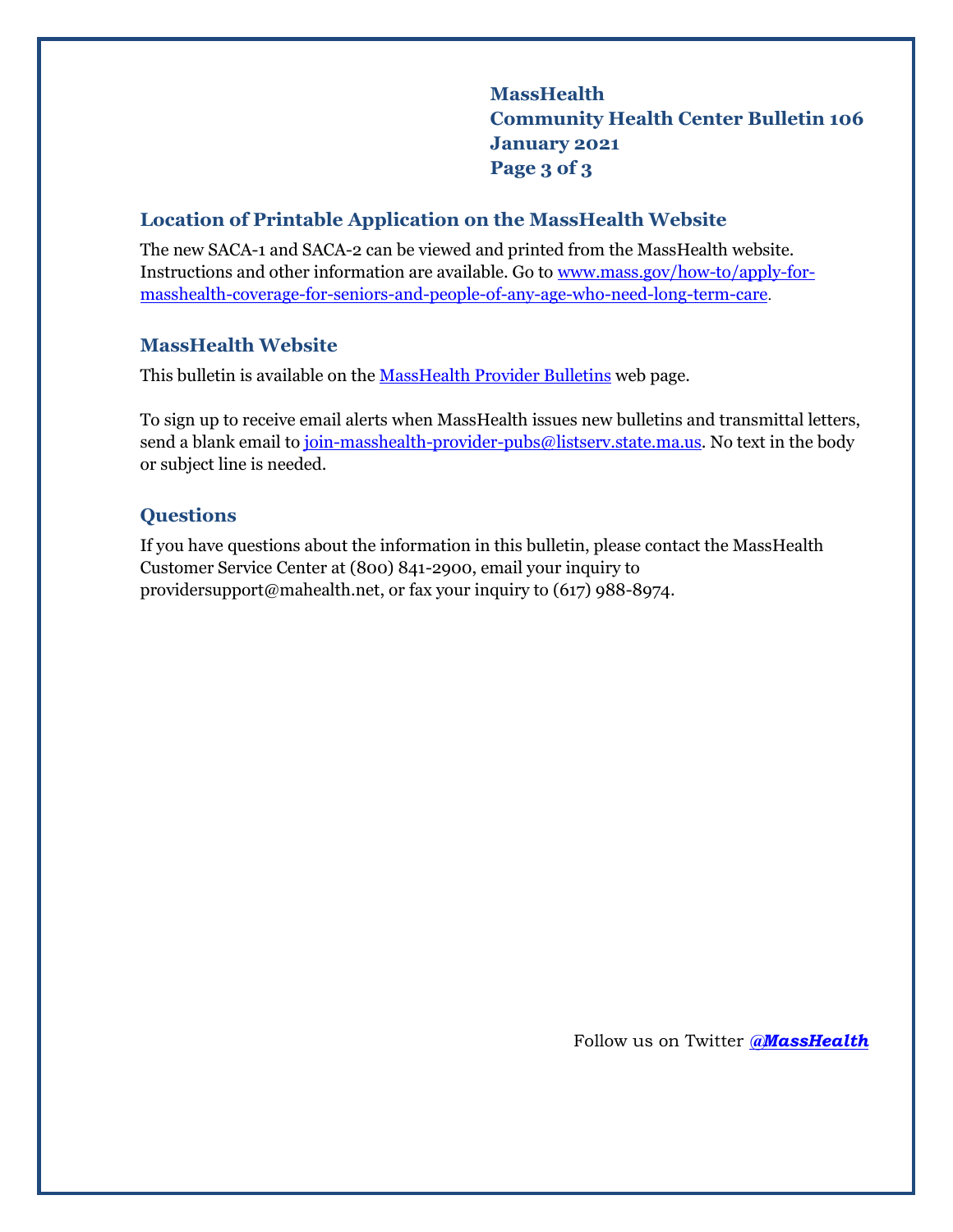## Location of Printable Application on the MassHealth Website

The new SACA-1 and SACA-2 can be viewed and printed from the MassHealth website. Instructions and other information are available. Go to www.mass.gov/how-to/apply-for-masshealth-coverage-for-seniors-and-people-of-any-age-who-need-long-term-care.

## MassHealth Website

This bulletin is available on the MassHealth Provider Bulletins web page.

To sign up to receive email alerts when MassHealth issues new bulletins and transmittal letters, send a blank email to join-masshealth-provider-pubs@listserv.state.ma.us. No text in the body or subject line is needed.

## Questions

If you have questions about the information in this bulletin, please contact the MassHealth Customer Service Center at (800) 841-2900, email your inquiry to providersupport@mahealth.net, or fax your inquiry to (617) 988-8974.

Follow us on Twitter ***@MassHealth***